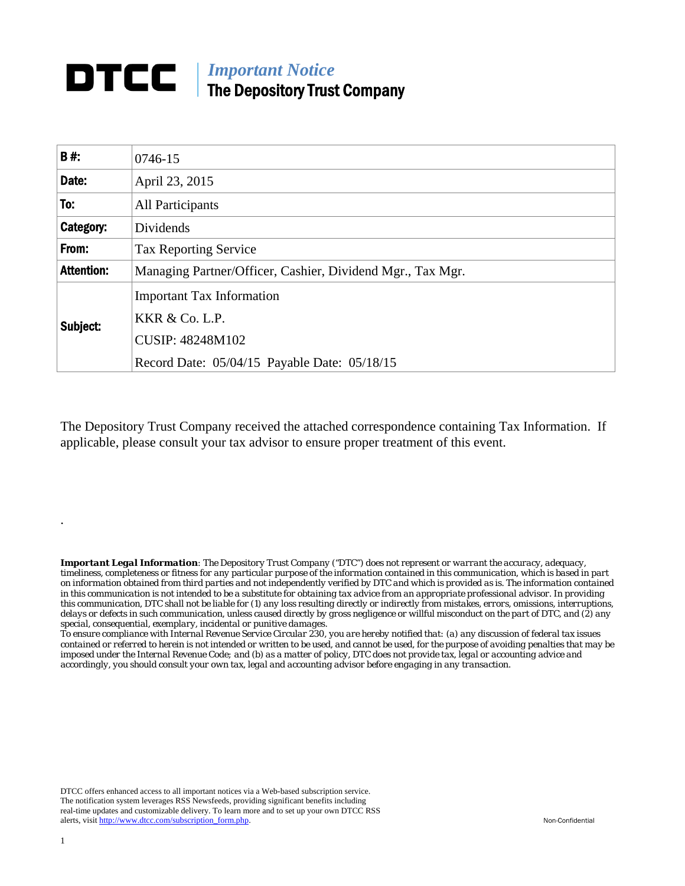# DTCC | *Important Notice* The Depository Trust Company

| | |
|---|---|
| **B #:** | 0746-15 |
| **Date:** | April 23, 2015 |
| **To:** | All Participants |
| **Category:** | Dividends |
| **From:** | Tax Reporting Service |
| **Attention:** | Managing Partner/Officer, Cashier, Dividend Mgr., Tax Mgr. |
| **Subject:** | Important Tax Information<br>KKR & Co. L.P.<br>CUSIP: 48248M102<br>Record Date: 05/04/15 Payable Date: 05/18/15 |

The Depository Trust Company received the attached correspondence containing Tax Information. If applicable, please consult your tax advisor to ensure proper treatment of this event.

.

***Important Legal Information**: The Depository Trust Company ("DTC") does not represent or warrant the accuracy, adequacy, timeliness, completeness or fitness for any particular purpose of the information contained in this communication, which is based in part on information obtained from third parties and not independently verified by DTC and which is provided as is. The information contained in this communication is not intended to be a substitute for obtaining tax advice from an appropriate professional advisor. In providing this communication, DTC shall not be liable for (1) any loss resulting directly or indirectly from mistakes, errors, omissions, interruptions, delays or defects in such communication, unless caused directly by gross negligence or willful misconduct on the part of DTC, and (2) any special, consequential, exemplary, incidental or punitive damages.*
*To ensure compliance with Internal Revenue Service Circular 230, you are hereby notified that: (a) any discussion of federal tax issues contained or referred to herein is not intended or written to be used, and cannot be used, for the purpose of avoiding penalties that may be imposed under the Internal Revenue Code; and (b) as a matter of policy, DTC does not provide tax, legal or accounting advice and accordingly, you should consult your own tax, legal and accounting advisor before engaging in any transaction.*

DTCC offers enhanced access to all important notices via a Web-based subscription service. The notification system leverages RSS Newsfeeds, providing significant benefits including real-time updates and customizable delivery. To learn more and to set up your own DTCC RSS alerts, visit http://www.dtcc.com/subscription_form.php.

Non-Confidential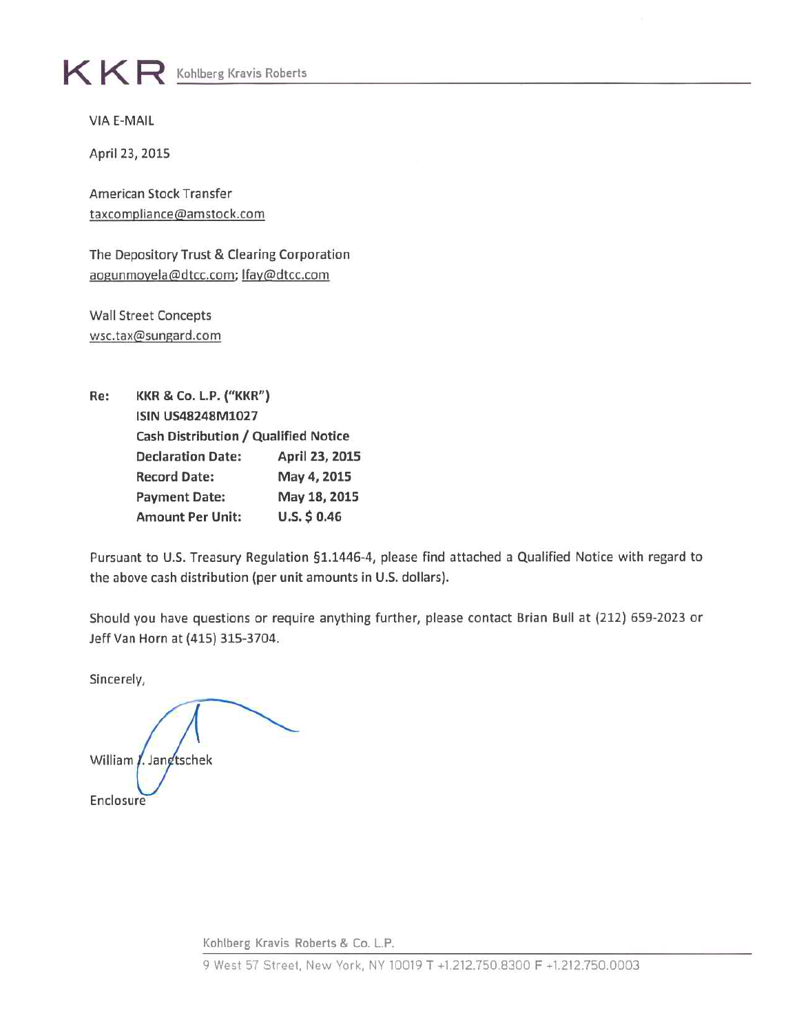**KKR** Kohlberg Kravis Roberts

VIA E-MAIL

April 23, 2015

American Stock Transfer
taxcompliance@amstock.com

The Depository Trust & Clearing Corporation
aogunmoyela@dtcc.com; lfay@dtcc.com

Wall Street Concepts
wsc.tax@sungard.com

**Re: KKR & Co. L.P. ("KKR")**
**ISIN US48248M1027**
**Cash Distribution / Qualified Notice**

| | |
|---|---|
| **Declaration Date:** | **April 23, 2015** |
| **Record Date:** | **May 4, 2015** |
| **Payment Date:** | **May 18, 2015** |
| **Amount Per Unit:** | **U.S. $ 0.46** |

Pursuant to U.S. Treasury Regulation §1.1446-4, please find attached a Qualified Notice with regard to the above cash distribution (per unit amounts in U.S. dollars).

Should you have questions or require anything further, please contact Brian Bull at (212) 659-2023 or Jeff Van Horn at (415) 315-3704.

Sincerely,

William J. Janetschek

Enclosure

Kohlberg Kravis Roberts & Co. L.P.
9 West 57 Street, New York, NY 10019 T +1.212.750.8300 F +1.212.750.0003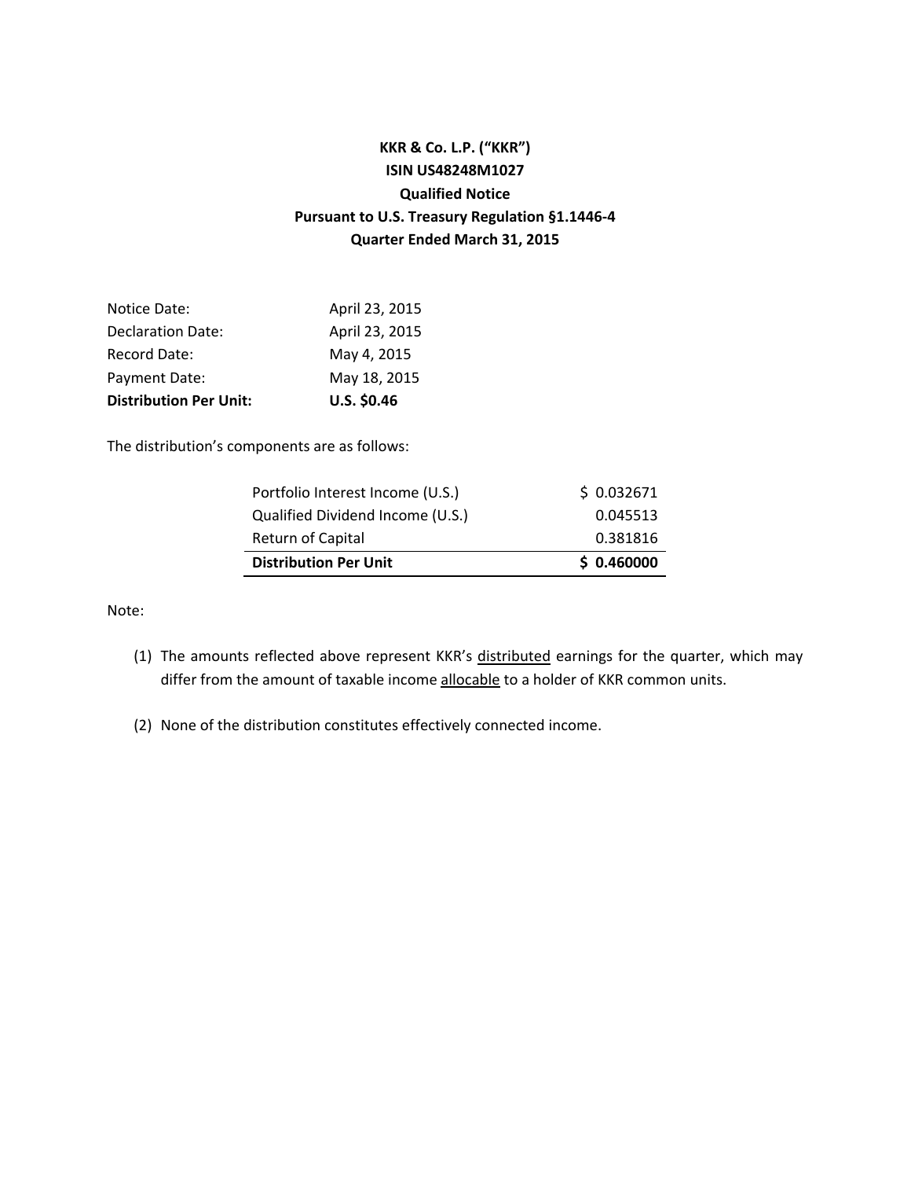**KKR & Co. L.P. (“KKR”)**
**ISIN US48248M1027**
**Qualified Notice**
**Pursuant to U.S. Treasury Regulation §1.1446-4**
**Quarter Ended March 31, 2015**

| | |
|---|---|
| Notice Date: | April 23, 2015 |
| Declaration Date: | April 23, 2015 |
| Record Date: | May 4, 2015 |
| Payment Date: | May 18, 2015 |
| **Distribution Per Unit:** | **U.S. $0.46** |

The distribution’s components are as follows:

| | |
|---|---|
| Portfolio Interest Income (U.S.) | $ 0.032671 |
| Qualified Dividend Income (U.S.) | 0.045513 |
| Return of Capital | 0.381816 |
| **Distribution Per Unit** | **$ 0.460000** |

Note:

(1) The amounts reflected above represent KKR’s distributed earnings for the quarter, which may differ from the amount of taxable income allocable to a holder of KKR common units.

(2) None of the distribution constitutes effectively connected income.